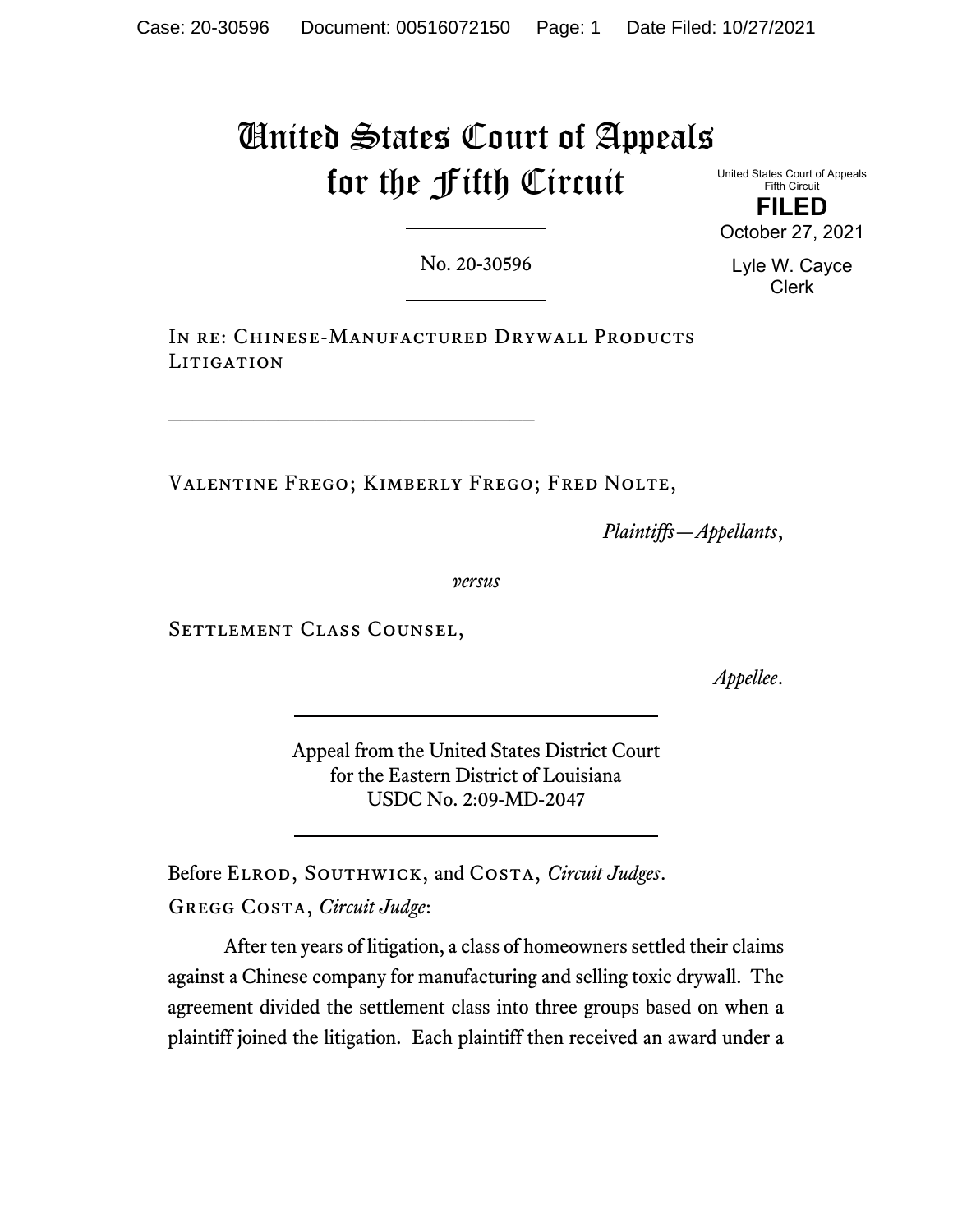# United States Court of Appeals for the Fifth Circuit

United States Court of Appeals
Fifth Circuit

**FILED**

October 27, 2021

Lyle W. Cayce
Clerk

No. 20-30596

---

In re: Chinese-Manufactured Drywall Products Litigation

---

Valentine Frego; Kimberly Frego; Fred Nolte,

*Plaintiffs—Appellants*,

*versus*

Settlement Class Counsel,

*Appellee*.

---

Appeal from the United States District Court
for the Eastern District of Louisiana
USDC No. 2:09-MD-2047

---

Before Elrod, Southwick, and Costa, *Circuit Judges*.

Gregg Costa, *Circuit Judge*:

After ten years of litigation, a class of homeowners settled their claims against a Chinese company for manufacturing and selling toxic drywall. The agreement divided the settlement class into three groups based on when a plaintiff joined the litigation. Each plaintiff then received an award under a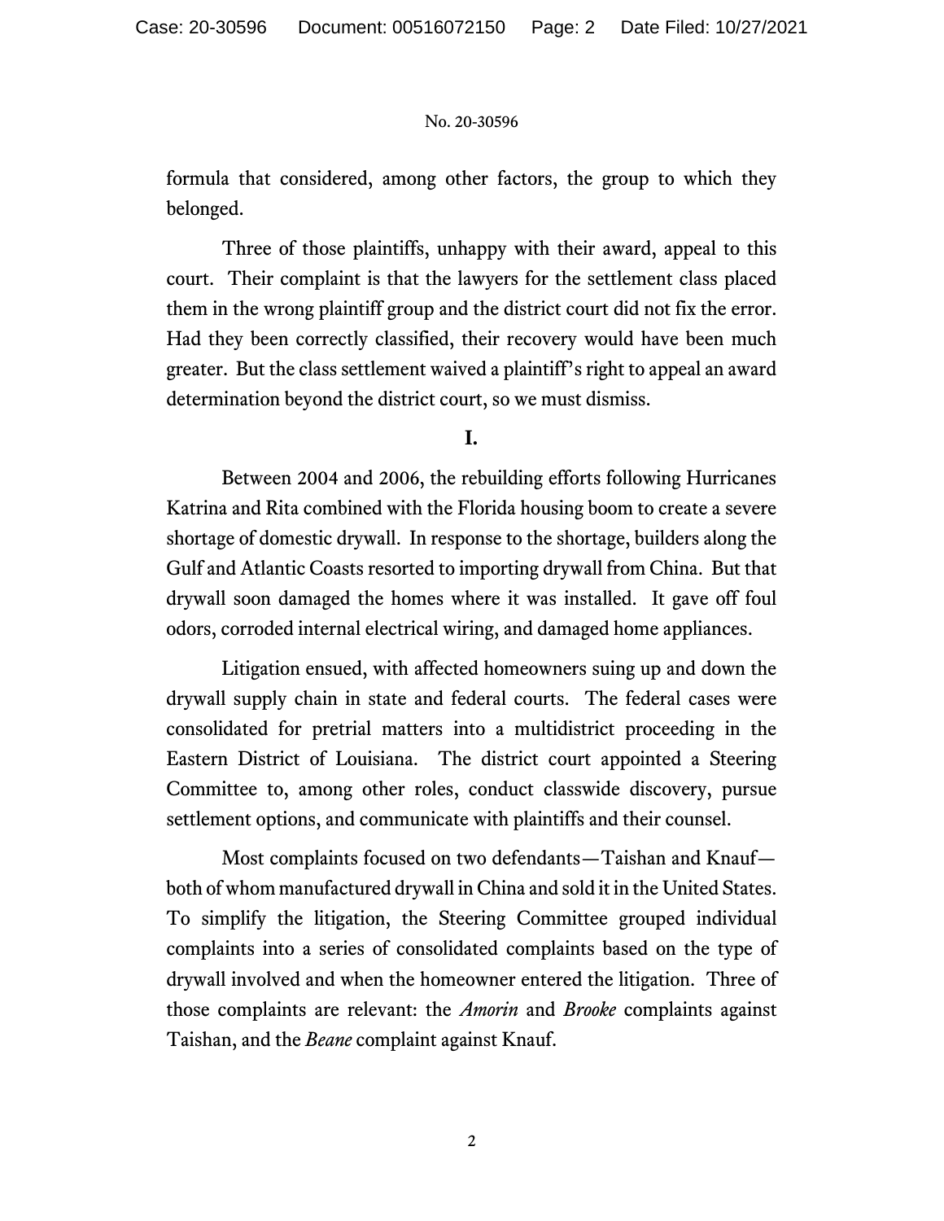formula that considered, among other factors, the group to which they belonged.

Three of those plaintiffs, unhappy with their award, appeal to this court. Their complaint is that the lawyers for the settlement class placed them in the wrong plaintiff group and the district court did not fix the error. Had they been correctly classified, their recovery would have been much greater. But the class settlement waived a plaintiff's right to appeal an award determination beyond the district court, so we must dismiss.

## I.

Between 2004 and 2006, the rebuilding efforts following Hurricanes Katrina and Rita combined with the Florida housing boom to create a severe shortage of domestic drywall. In response to the shortage, builders along the Gulf and Atlantic Coasts resorted to importing drywall from China. But that drywall soon damaged the homes where it was installed. It gave off foul odors, corroded internal electrical wiring, and damaged home appliances.

Litigation ensued, with affected homeowners suing up and down the drywall supply chain in state and federal courts. The federal cases were consolidated for pretrial matters into a multidistrict proceeding in the Eastern District of Louisiana. The district court appointed a Steering Committee to, among other roles, conduct classwide discovery, pursue settlement options, and communicate with plaintiffs and their counsel.

Most complaints focused on two defendants—Taishan and Knauf—both of whom manufactured drywall in China and sold it in the United States. To simplify the litigation, the Steering Committee grouped individual complaints into a series of consolidated complaints based on the type of drywall involved and when the homeowner entered the litigation. Three of those complaints are relevant: the *Amorin* and *Brooke* complaints against Taishan, and the *Beane* complaint against Knauf.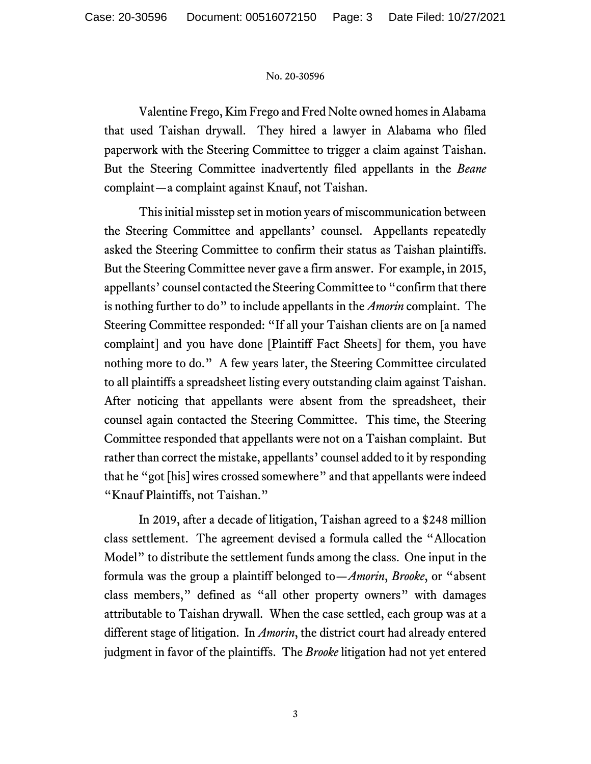Valentine Frego, Kim Frego and Fred Nolte owned homes in Alabama that used Taishan drywall. They hired a lawyer in Alabama who filed paperwork with the Steering Committee to trigger a claim against Taishan. But the Steering Committee inadvertently filed appellants in the *Beane* complaint—a complaint against Knauf, not Taishan.

This initial misstep set in motion years of miscommunication between the Steering Committee and appellants' counsel. Appellants repeatedly asked the Steering Committee to confirm their status as Taishan plaintiffs. But the Steering Committee never gave a firm answer. For example, in 2015, appellants' counsel contacted the Steering Committee to "confirm that there is nothing further to do" to include appellants in the *Amorin* complaint. The Steering Committee responded: "If all your Taishan clients are on [a named complaint] and you have done [Plaintiff Fact Sheets] for them, you have nothing more to do." A few years later, the Steering Committee circulated to all plaintiffs a spreadsheet listing every outstanding claim against Taishan. After noticing that appellants were absent from the spreadsheet, their counsel again contacted the Steering Committee. This time, the Steering Committee responded that appellants were not on a Taishan complaint. But rather than correct the mistake, appellants' counsel added to it by responding that he "got [his] wires crossed somewhere" and that appellants were indeed "Knauf Plaintiffs, not Taishan."

In 2019, after a decade of litigation, Taishan agreed to a $248 million class settlement. The agreement devised a formula called the "Allocation Model" to distribute the settlement funds among the class. One input in the formula was the group a plaintiff belonged to—*Amorin*, *Brooke*, or "absent class members," defined as "all other property owners" with damages attributable to Taishan drywall. When the case settled, each group was at a different stage of litigation. In *Amorin*, the district court had already entered judgment in favor of the plaintiffs. The *Brooke* litigation had not yet entered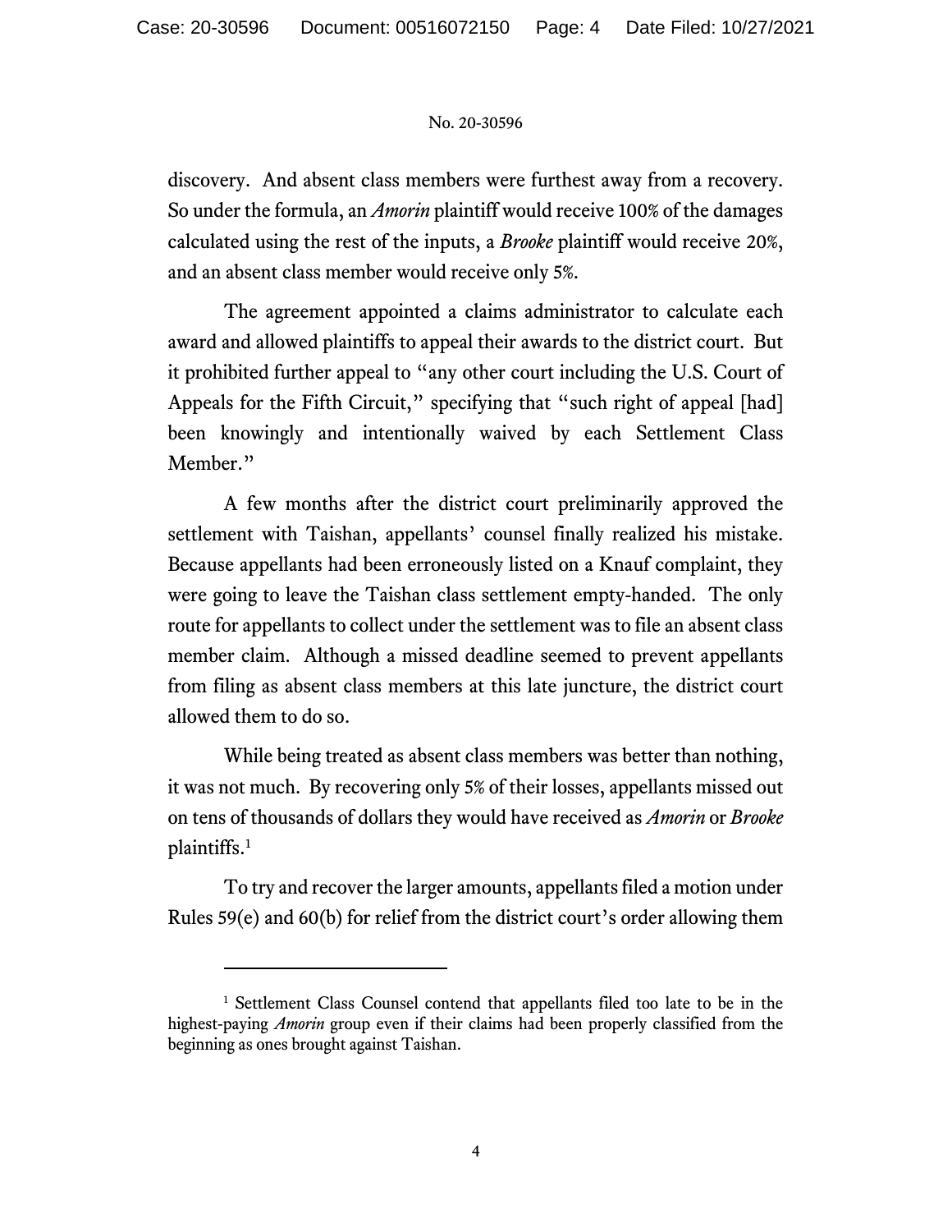discovery. And absent class members were furthest away from a recovery. So under the formula, an *Amorin* plaintiff would receive 100% of the damages calculated using the rest of the inputs, a *Brooke* plaintiff would receive 20%, and an absent class member would receive only 5%.

The agreement appointed a claims administrator to calculate each award and allowed plaintiffs to appeal their awards to the district court. But it prohibited further appeal to "any other court including the U.S. Court of Appeals for the Fifth Circuit," specifying that "such right of appeal [had] been knowingly and intentionally waived by each Settlement Class Member."

A few months after the district court preliminarily approved the settlement with Taishan, appellants' counsel finally realized his mistake. Because appellants had been erroneously listed on a Knauf complaint, they were going to leave the Taishan class settlement empty-handed. The only route for appellants to collect under the settlement was to file an absent class member claim. Although a missed deadline seemed to prevent appellants from filing as absent class members at this late juncture, the district court allowed them to do so.

While being treated as absent class members was better than nothing, it was not much. By recovering only 5% of their losses, appellants missed out on tens of thousands of dollars they would have received as *Amorin* or *Brooke* plaintiffs.[1]

To try and recover the larger amounts, appellants filed a motion under Rules 59(e) and 60(b) for relief from the district court's order allowing them

---

[1] Settlement Class Counsel contend that appellants filed too late to be in the highest-paying *Amorin* group even if their claims had been properly classified from the beginning as ones brought against Taishan.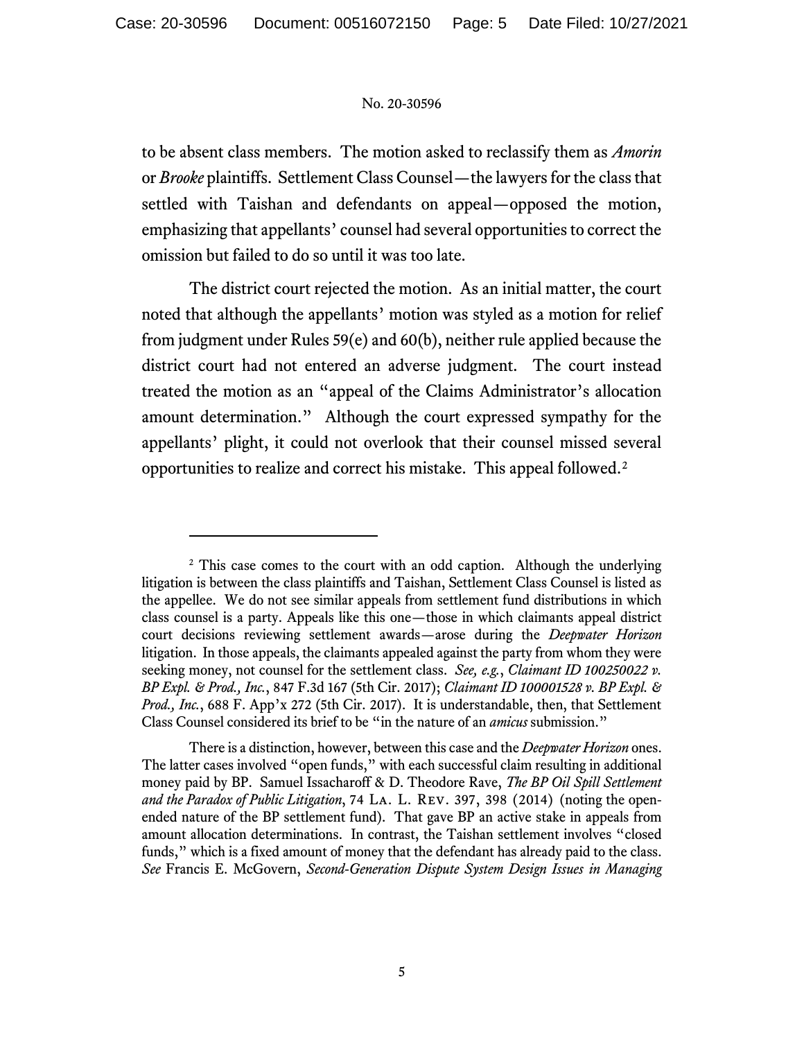to be absent class members. The motion asked to reclassify them as *Amorin* or *Brooke* plaintiffs. Settlement Class Counsel—the lawyers for the class that settled with Taishan and defendants on appeal—opposed the motion, emphasizing that appellants' counsel had several opportunities to correct the omission but failed to do so until it was too late.

The district court rejected the motion. As an initial matter, the court noted that although the appellants' motion was styled as a motion for relief from judgment under Rules 59(e) and 60(b), neither rule applied because the district court had not entered an adverse judgment. The court instead treated the motion as an "appeal of the Claims Administrator's allocation amount determination." Although the court expressed sympathy for the appellants' plight, it could not overlook that their counsel missed several opportunities to realize and correct his mistake. This appeal followed.[2]

---

[2] This case comes to the court with an odd caption. Although the underlying litigation is between the class plaintiffs and Taishan, Settlement Class Counsel is listed as the appellee. We do not see similar appeals from settlement fund distributions in which class counsel is a party. Appeals like this one—those in which claimants appeal district court decisions reviewing settlement awards—arose during the *Deepwater Horizon* litigation. In those appeals, the claimants appealed against the party from whom they were seeking money, not counsel for the settlement class. *See, e.g.*, *Claimant ID 100250022 v. BP Expl. & Prod., Inc.*, 847 F.3d 167 (5th Cir. 2017); *Claimant ID 100001528 v. BP Expl. & Prod., Inc.*, 688 F. App'x 272 (5th Cir. 2017). It is understandable, then, that Settlement Class Counsel considered its brief to be "in the nature of an *amicus* submission."

There is a distinction, however, between this case and the *Deepwater Horizon* ones. The latter cases involved "open funds," with each successful claim resulting in additional money paid by BP. Samuel Issacharoff & D. Theodore Rave, *The BP Oil Spill Settlement and the Paradox of Public Litigation*, 74 La. L. Rev. 397, 398 (2014) (noting the open-ended nature of the BP settlement fund). That gave BP an active stake in appeals from amount allocation determinations. In contrast, the Taishan settlement involves "closed funds," which is a fixed amount of money that the defendant has already paid to the class. *See* Francis E. McGovern, *Second-Generation Dispute System Design Issues in Managing*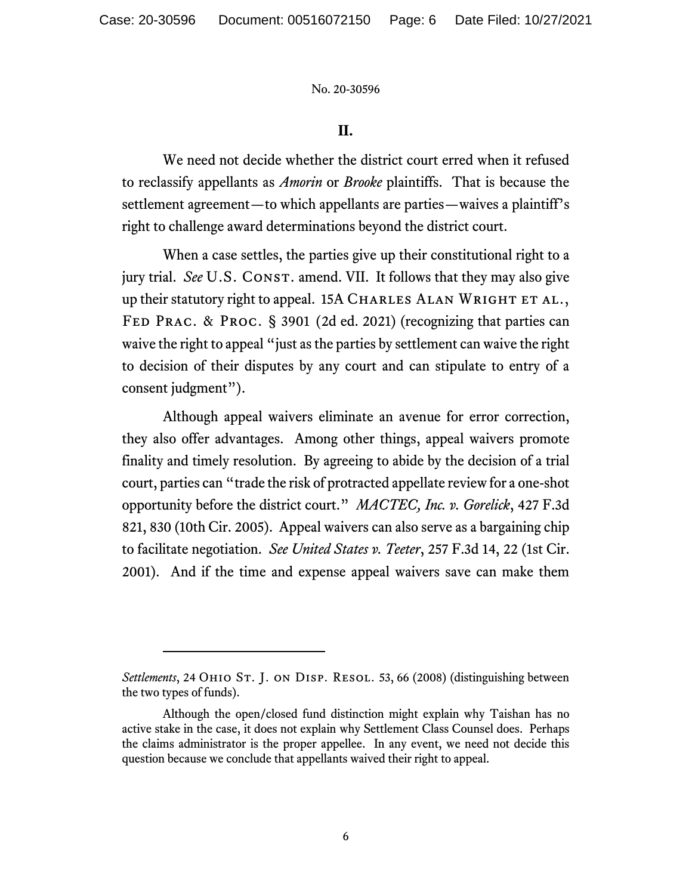No. 20-30596

## II.

We need not decide whether the district court erred when it refused to reclassify appellants as *Amorin* or *Brooke* plaintiffs. That is because the settlement agreement—to which appellants are parties—waives a plaintiff's right to challenge award determinations beyond the district court.

When a case settles, the parties give up their constitutional right to a jury trial. *See* U.S. Const. amend. VII. It follows that they may also give up their statutory right to appeal. 15A Charles Alan Wright et al., Fed Prac. & Proc. § 3901 (2d ed. 2021) (recognizing that parties can waive the right to appeal "just as the parties by settlement can waive the right to decision of their disputes by any court and can stipulate to entry of a consent judgment").

Although appeal waivers eliminate an avenue for error correction, they also offer advantages. Among other things, appeal waivers promote finality and timely resolution. By agreeing to abide by the decision of a trial court, parties can "trade the risk of protracted appellate review for a one-shot opportunity before the district court." *MACTEC, Inc. v. Gorelick*, 427 F.3d 821, 830 (10th Cir. 2005). Appeal waivers can also serve as a bargaining chip to facilitate negotiation. *See United States v. Teeter*, 257 F.3d 14, 22 (1st Cir. 2001). And if the time and expense appeal waivers save can make them

---

*Settlements*, 24 Ohio St. J. on Disp. Resol. 53, 66 (2008) (distinguishing between the two types of funds).

Although the open/closed fund distinction might explain why Taishan has no active stake in the case, it does not explain why Settlement Class Counsel does. Perhaps the claims administrator is the proper appellee. In any event, we need not decide this question because we conclude that appellants waived their right to appeal.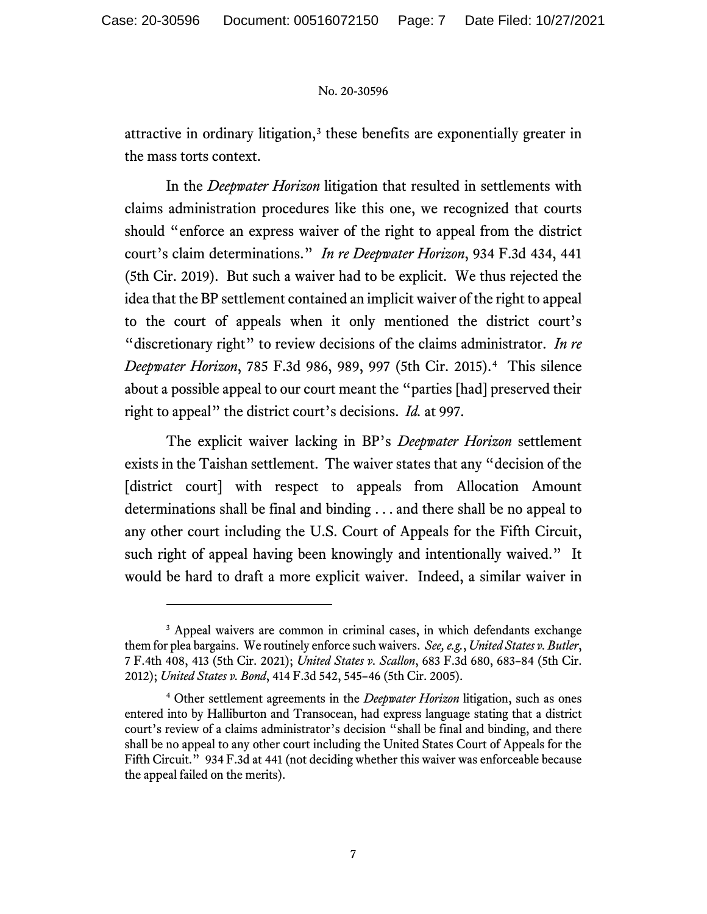attractive in ordinary litigation,[3] these benefits are exponentially greater in the mass torts context.

In the *Deepwater Horizon* litigation that resulted in settlements with claims administration procedures like this one, we recognized that courts should "enforce an express waiver of the right to appeal from the district court's claim determinations." *In re Deepwater Horizon*, 934 F.3d 434, 441 (5th Cir. 2019). But such a waiver had to be explicit. We thus rejected the idea that the BP settlement contained an implicit waiver of the right to appeal to the court of appeals when it only mentioned the district court's "discretionary right" to review decisions of the claims administrator. *In re Deepwater Horizon*, 785 F.3d 986, 989, 997 (5th Cir. 2015).[4] This silence about a possible appeal to our court meant the "parties [had] preserved their right to appeal" the district court's decisions. *Id.* at 997.

The explicit waiver lacking in BP's *Deepwater Horizon* settlement exists in the Taishan settlement. The waiver states that any "decision of the [district court] with respect to appeals from Allocation Amount determinations shall be final and binding . . . and there shall be no appeal to any other court including the U.S. Court of Appeals for the Fifth Circuit, such right of appeal having been knowingly and intentionally waived." It would be hard to draft a more explicit waiver. Indeed, a similar waiver in

---

[3] Appeal waivers are common in criminal cases, in which defendants exchange them for plea bargains. We routinely enforce such waivers. *See, e.g.*, *United States v. Butler*, 7 F.4th 408, 413 (5th Cir. 2021); *United States v. Scallon*, 683 F.3d 680, 683–84 (5th Cir. 2012); *United States v. Bond*, 414 F.3d 542, 545–46 (5th Cir. 2005).

[4] Other settlement agreements in the *Deepwater Horizon* litigation, such as ones entered into by Halliburton and Transocean, had express language stating that a district court's review of a claims administrator's decision "shall be final and binding, and there shall be no appeal to any other court including the United States Court of Appeals for the Fifth Circuit." 934 F.3d at 441 (not deciding whether this waiver was enforceable because the appeal failed on the merits).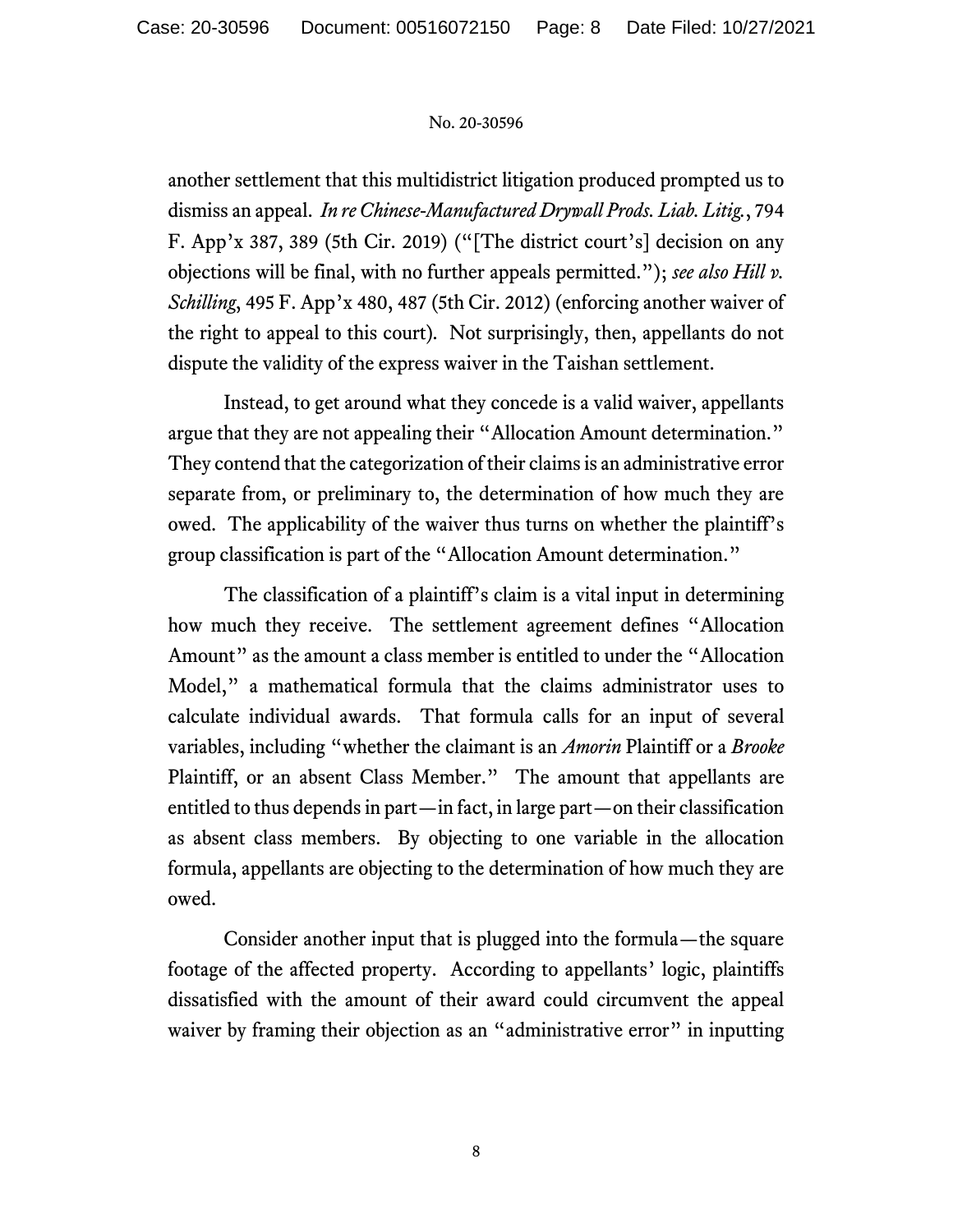another settlement that this multidistrict litigation produced prompted us to dismiss an appeal. *In re Chinese-Manufactured Drywall Prods. Liab. Litig.*, 794 F. App'x 387, 389 (5th Cir. 2019) ("[The district court's] decision on any objections will be final, with no further appeals permitted."); *see also Hill v. Schilling*, 495 F. App'x 480, 487 (5th Cir. 2012) (enforcing another waiver of the right to appeal to this court). Not surprisingly, then, appellants do not dispute the validity of the express waiver in the Taishan settlement.

Instead, to get around what they concede is a valid waiver, appellants argue that they are not appealing their "Allocation Amount determination." They contend that the categorization of their claims is an administrative error separate from, or preliminary to, the determination of how much they are owed. The applicability of the waiver thus turns on whether the plaintiff's group classification is part of the "Allocation Amount determination."

The classification of a plaintiff's claim is a vital input in determining how much they receive. The settlement agreement defines "Allocation Amount" as the amount a class member is entitled to under the "Allocation Model," a mathematical formula that the claims administrator uses to calculate individual awards. That formula calls for an input of several variables, including "whether the claimant is an *Amorin* Plaintiff or a *Brooke* Plaintiff, or an absent Class Member." The amount that appellants are entitled to thus depends in part—in fact, in large part—on their classification as absent class members. By objecting to one variable in the allocation formula, appellants are objecting to the determination of how much they are owed.

Consider another input that is plugged into the formula—the square footage of the affected property. According to appellants' logic, plaintiffs dissatisfied with the amount of their award could circumvent the appeal waiver by framing their objection as an "administrative error" in inputting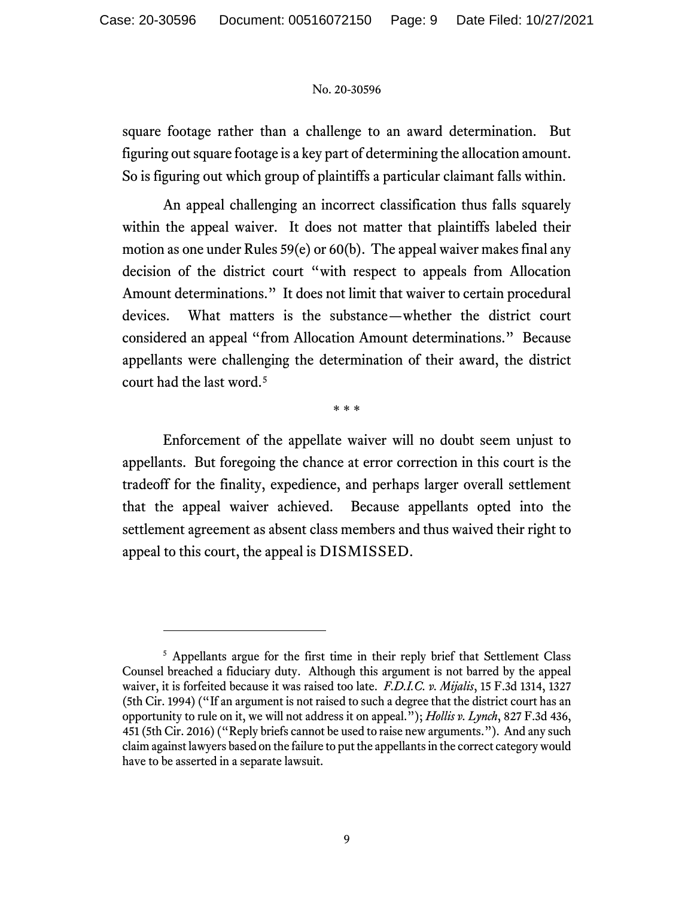square footage rather than a challenge to an award determination. But figuring out square footage is a key part of determining the allocation amount. So is figuring out which group of plaintiffs a particular claimant falls within.

An appeal challenging an incorrect classification thus falls squarely within the appeal waiver. It does not matter that plaintiffs labeled their motion as one under Rules 59(e) or 60(b). The appeal waiver makes final any decision of the district court "with respect to appeals from Allocation Amount determinations." It does not limit that waiver to certain procedural devices. What matters is the substance—whether the district court considered an appeal "from Allocation Amount determinations." Because appellants were challenging the determination of their award, the district court had the last word.[5]

\* \* \*

Enforcement of the appellate waiver will no doubt seem unjust to appellants. But foregoing the chance at error correction in this court is the tradeoff for the finality, expedience, and perhaps larger overall settlement that the appeal waiver achieved. Because appellants opted into the settlement agreement as absent class members and thus waived their right to appeal to this court, the appeal is DISMISSED.

---

[5] Appellants argue for the first time in their reply brief that Settlement Class Counsel breached a fiduciary duty. Although this argument is not barred by the appeal waiver, it is forfeited because it was raised too late. *F.D.I.C. v. Mijalis*, 15 F.3d 1314, 1327 (5th Cir. 1994) ("If an argument is not raised to such a degree that the district court has an opportunity to rule on it, we will not address it on appeal."); *Hollis v. Lynch*, 827 F.3d 436, 451 (5th Cir. 2016) ("Reply briefs cannot be used to raise new arguments."). And any such claim against lawyers based on the failure to put the appellants in the correct category would have to be asserted in a separate lawsuit.